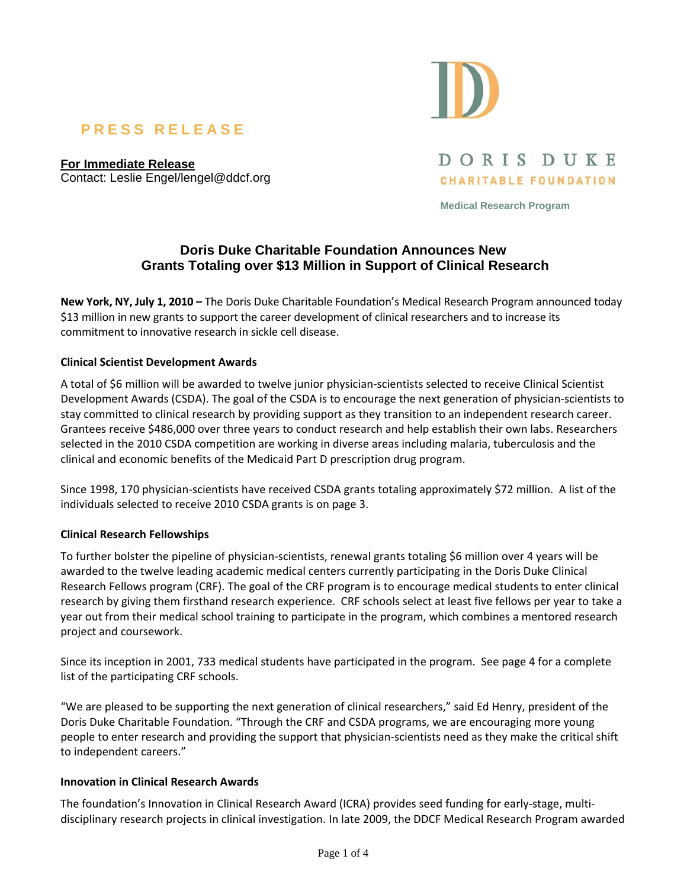**PRESS RELEASE**

**For Immediate Release**
Contact: Leslie Engel/lengel@ddcf.org

DORIS DUKE
CHARITABLE FOUNDATION

Medical Research Program

## Doris Duke Charitable Foundation Announces New Grants Totaling over $13 Million in Support of Clinical Research

**New York, NY, July 1, 2010 –** The Doris Duke Charitable Foundation's Medical Research Program announced today $13 million in new grants to support the career development of clinical researchers and to increase its commitment to innovative research in sickle cell disease.

### Clinical Scientist Development Awards

A total of $6 million will be awarded to twelve junior physician-scientists selected to receive Clinical Scientist Development Awards (CSDA). The goal of the CSDA is to encourage the next generation of physician-scientists to stay committed to clinical research by providing support as they transition to an independent research career. Grantees receive $486,000 over three years to conduct research and help establish their own labs. Researchers selected in the 2010 CSDA competition are working in diverse areas including malaria, tuberculosis and the clinical and economic benefits of the Medicaid Part D prescription drug program.

Since 1998, 170 physician-scientists have received CSDA grants totaling approximately $72 million. A list of the individuals selected to receive 2010 CSDA grants is on page 3.

### Clinical Research Fellowships

To further bolster the pipeline of physician-scientists, renewal grants totaling $6 million over 4 years will be awarded to the twelve leading academic medical centers currently participating in the Doris Duke Clinical Research Fellows program (CRF). The goal of the CRF program is to encourage medical students to enter clinical research by giving them firsthand research experience. CRF schools select at least five fellows per year to take a year out from their medical school training to participate in the program, which combines a mentored research project and coursework.

Since its inception in 2001, 733 medical students have participated in the program. See page 4 for a complete list of the participating CRF schools.

"We are pleased to be supporting the next generation of clinical researchers," said Ed Henry, president of the Doris Duke Charitable Foundation. "Through the CRF and CSDA programs, we are encouraging more young people to enter research and providing the support that physician-scientists need as they make the critical shift to independent careers."

### Innovation in Clinical Research Awards

The foundation's Innovation in Clinical Research Award (ICRA) provides seed funding for early-stage, multi-disciplinary research projects in clinical investigation. In late 2009, the DDCF Medical Research Program awarded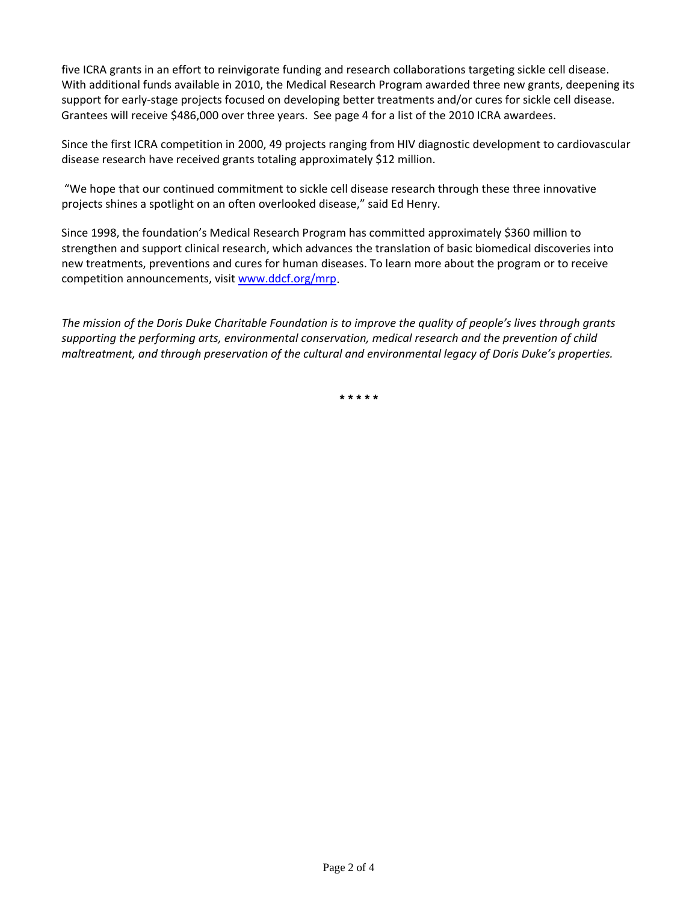five ICRA grants in an effort to reinvigorate funding and research collaborations targeting sickle cell disease. With additional funds available in 2010, the Medical Research Program awarded three new grants, deepening its support for early-stage projects focused on developing better treatments and/or cures for sickle cell disease. Grantees will receive $486,000 over three years. See page 4 for a list of the 2010 ICRA awardees.

Since the first ICRA competition in 2000, 49 projects ranging from HIV diagnostic development to cardiovascular disease research have received grants totaling approximately $12 million.

"We hope that our continued commitment to sickle cell disease research through these three innovative projects shines a spotlight on an often overlooked disease," said Ed Henry.

Since 1998, the foundation's Medical Research Program has committed approximately $360 million to strengthen and support clinical research, which advances the translation of basic biomedical discoveries into new treatments, preventions and cures for human diseases. To learn more about the program or to receive competition announcements, visit [www.ddcf.org/mrp](http://www.ddcf.org/mrp).

*The mission of the Doris Duke Charitable Foundation is to improve the quality of people's lives through grants supporting the performing arts, environmental conservation, medical research and the prevention of child maltreatment, and through preservation of the cultural and environmental legacy of Doris Duke's properties.*

\* \* \* \* \*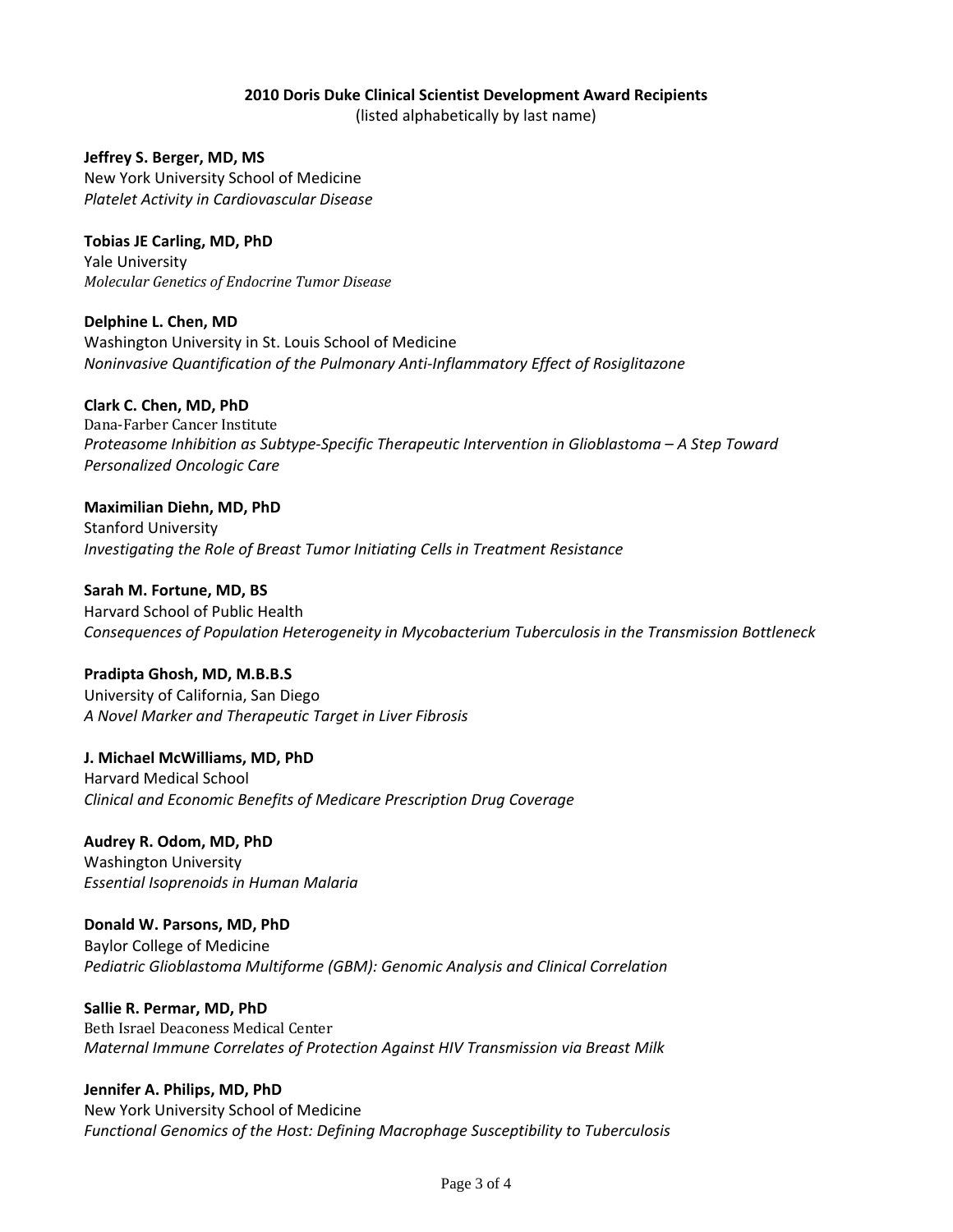**2010 Doris Duke Clinical Scientist Development Award Recipients**
(listed alphabetically by last name)

**Jeffrey S. Berger, MD, MS**
New York University School of Medicine
*Platelet Activity in Cardiovascular Disease*

**Tobias JE Carling, MD, PhD**
Yale University
*Molecular Genetics of Endocrine Tumor Disease*

**Delphine L. Chen, MD**
Washington University in St. Louis School of Medicine
*Noninvasive Quantification of the Pulmonary Anti-Inflammatory Effect of Rosiglitazone*

**Clark C. Chen, MD, PhD**
Dana-Farber Cancer Institute
*Proteasome Inhibition as Subtype-Specific Therapeutic Intervention in Glioblastoma – A Step Toward Personalized Oncologic Care*

**Maximilian Diehn, MD, PhD**
Stanford University
*Investigating the Role of Breast Tumor Initiating Cells in Treatment Resistance*

**Sarah M. Fortune, MD, BS**
Harvard School of Public Health
*Consequences of Population Heterogeneity in Mycobacterium Tuberculosis in the Transmission Bottleneck*

**Pradipta Ghosh, MD, M.B.B.S**
University of California, San Diego
*A Novel Marker and Therapeutic Target in Liver Fibrosis*

**J. Michael McWilliams, MD, PhD**
Harvard Medical School
*Clinical and Economic Benefits of Medicare Prescription Drug Coverage*

**Audrey R. Odom, MD, PhD**
Washington University
*Essential Isoprenoids in Human Malaria*

**Donald W. Parsons, MD, PhD**
Baylor College of Medicine
*Pediatric Glioblastoma Multiforme (GBM): Genomic Analysis and Clinical Correlation*

**Sallie R. Permar, MD, PhD**
Beth Israel Deaconess Medical Center
*Maternal Immune Correlates of Protection Against HIV Transmission via Breast Milk*

**Jennifer A. Philips, MD, PhD**
New York University School of Medicine
*Functional Genomics of the Host: Defining Macrophage Susceptibility to Tuberculosis*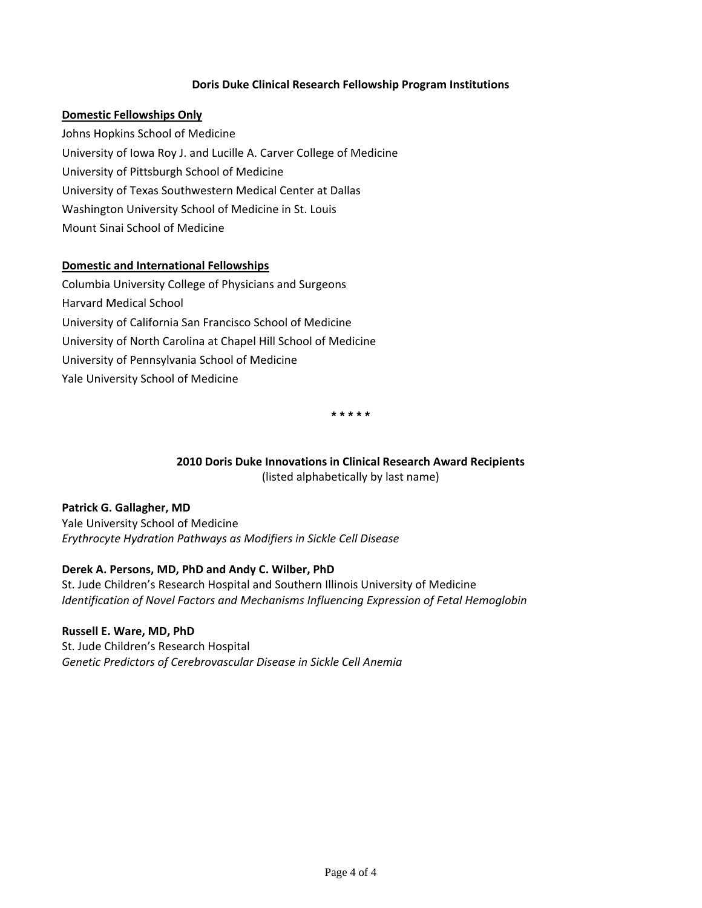**Doris Duke Clinical Research Fellowship Program Institutions**

**Domestic Fellowships Only**

Johns Hopkins School of Medicine
University of Iowa Roy J. and Lucille A. Carver College of Medicine
University of Pittsburgh School of Medicine
University of Texas Southwestern Medical Center at Dallas
Washington University School of Medicine in St. Louis
Mount Sinai School of Medicine

**Domestic and International Fellowships**

Columbia University College of Physicians and Surgeons
Harvard Medical School
University of California San Francisco School of Medicine
University of North Carolina at Chapel Hill School of Medicine
University of Pennsylvania School of Medicine
Yale University School of Medicine

* * * * *

**2010 Doris Duke Innovations in Clinical Research Award Recipients**
(listed alphabetically by last name)

**Patrick G. Gallagher, MD**
Yale University School of Medicine
*Erythrocyte Hydration Pathways as Modifiers in Sickle Cell Disease*

**Derek A. Persons, MD, PhD and Andy C. Wilber, PhD**
St. Jude Children's Research Hospital and Southern Illinois University of Medicine
*Identification of Novel Factors and Mechanisms Influencing Expression of Fetal Hemoglobin*

**Russell E. Ware, MD, PhD**
St. Jude Children's Research Hospital
*Genetic Predictors of Cerebrovascular Disease in Sickle Cell Anemia*